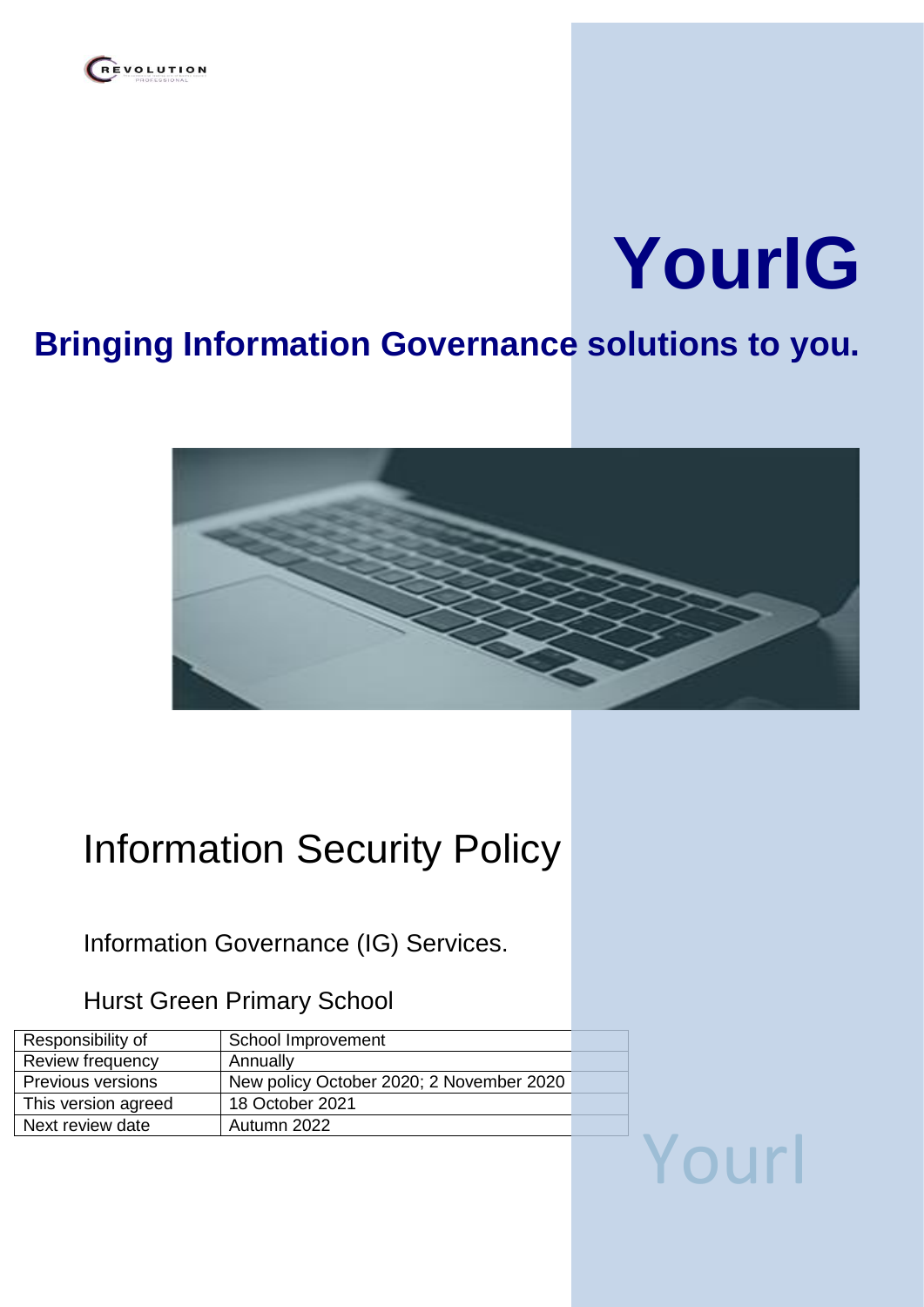REVOLUTION PROFESSIONAL

# YourIG

## Bringing Information Governance solutions to you.

# Information Security Policy

Information Governance (IG) Services.

Hurst Green Primary School

| Responsibility of | School Improvement |
|---|---|
| Review frequency | Annually |
| Previous versions | New policy October 2020; 2 November 2020 |
| This version agreed | 18 October 2021 |
| Next review date | Autumn 2022 |

YourI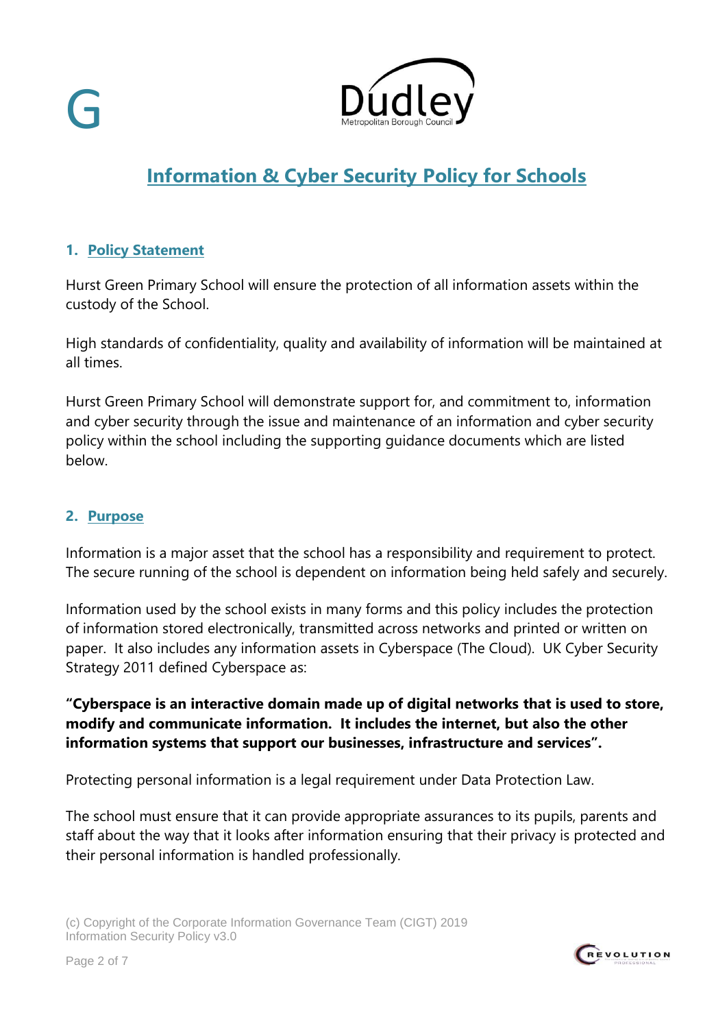G

# Information & Cyber Security Policy for Schools

## 1. Policy Statement

Hurst Green Primary School will ensure the protection of all information assets within the custody of the School.

High standards of confidentiality, quality and availability of information will be maintained at all times.

Hurst Green Primary School will demonstrate support for, and commitment to, information and cyber security through the issue and maintenance of an information and cyber security policy within the school including the supporting guidance documents which are listed below.

## 2. Purpose

Information is a major asset that the school has a responsibility and requirement to protect. The secure running of the school is dependent on information being held safely and securely.

Information used by the school exists in many forms and this policy includes the protection of information stored electronically, transmitted across networks and printed or written on paper. It also includes any information assets in Cyberspace (The Cloud). UK Cyber Security Strategy 2011 defined Cyberspace as:

**"Cyberspace is an interactive domain made up of digital networks that is used to store, modify and communicate information. It includes the internet, but also the other information systems that support our businesses, infrastructure and services".**

Protecting personal information is a legal requirement under Data Protection Law.

The school must ensure that it can provide appropriate assurances to its pupils, parents and staff about the way that it looks after information ensuring that their privacy is protected and their personal information is handled professionally.

(c) Copyright of the Corporate Information Governance Team (CIGT) 2019
Information Security Policy v3.0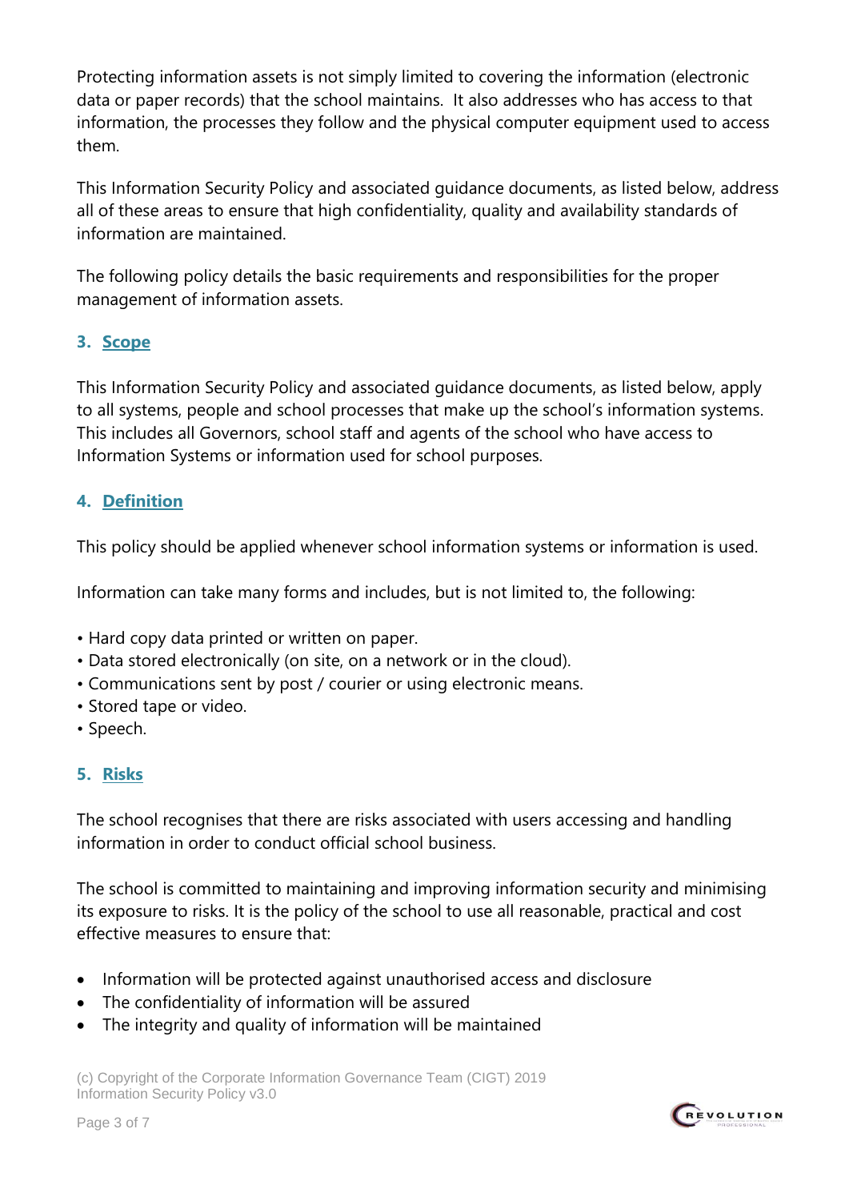Protecting information assets is not simply limited to covering the information (electronic data or paper records) that the school maintains. It also addresses who has access to that information, the processes they follow and the physical computer equipment used to access them.

This Information Security Policy and associated guidance documents, as listed below, address all of these areas to ensure that high confidentiality, quality and availability standards of information are maintained.

The following policy details the basic requirements and responsibilities for the proper management of information assets.

## 3. Scope

This Information Security Policy and associated guidance documents, as listed below, apply to all systems, people and school processes that make up the school's information systems. This includes all Governors, school staff and agents of the school who have access to Information Systems or information used for school purposes.

## 4. Definition

This policy should be applied whenever school information systems or information is used.

Information can take many forms and includes, but is not limited to, the following:

- Hard copy data printed or written on paper.
- Data stored electronically (on site, on a network or in the cloud).
- Communications sent by post / courier or using electronic means.
- Stored tape or video.
- Speech.

## 5. Risks

The school recognises that there are risks associated with users accessing and handling information in order to conduct official school business.

The school is committed to maintaining and improving information security and minimising its exposure to risks. It is the policy of the school to use all reasonable, practical and cost effective measures to ensure that:

- Information will be protected against unauthorised access and disclosure
- The confidentiality of information will be assured
- The integrity and quality of information will be maintained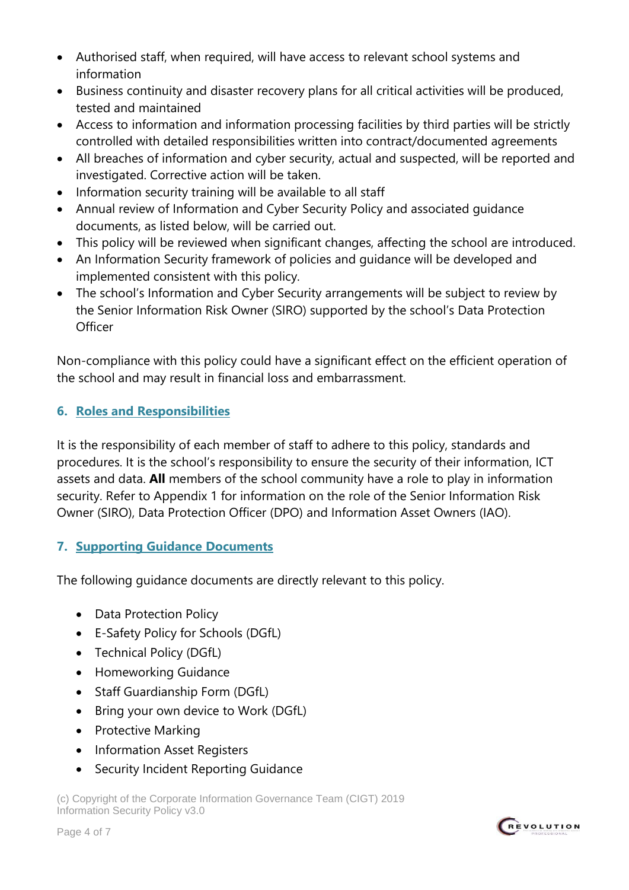- Authorised staff, when required, will have access to relevant school systems and information
- Business continuity and disaster recovery plans for all critical activities will be produced, tested and maintained
- Access to information and information processing facilities by third parties will be strictly controlled with detailed responsibilities written into contract/documented agreements
- All breaches of information and cyber security, actual and suspected, will be reported and investigated. Corrective action will be taken.
- Information security training will be available to all staff
- Annual review of Information and Cyber Security Policy and associated guidance documents, as listed below, will be carried out.
- This policy will be reviewed when significant changes, affecting the school are introduced.
- An Information Security framework of policies and guidance will be developed and implemented consistent with this policy.
- The school's Information and Cyber Security arrangements will be subject to review by the Senior Information Risk Owner (SIRO) supported by the school's Data Protection Officer

Non-compliance with this policy could have a significant effect on the efficient operation of the school and may result in financial loss and embarrassment.

## 6. Roles and Responsibilities

It is the responsibility of each member of staff to adhere to this policy, standards and procedures. It is the school's responsibility to ensure the security of their information, ICT assets and data. **All** members of the school community have a role to play in information security. Refer to Appendix 1 for information on the role of the Senior Information Risk Owner (SIRO), Data Protection Officer (DPO) and Information Asset Owners (IAO).

## 7. Supporting Guidance Documents

The following guidance documents are directly relevant to this policy.

- Data Protection Policy
- E-Safety Policy for Schools (DGfL)
- Technical Policy (DGfL)
- Homeworking Guidance
- Staff Guardianship Form (DGfL)
- Bring your own device to Work (DGfL)
- Protective Marking
- Information Asset Registers
- Security Incident Reporting Guidance

(c) Copyright of the Corporate Information Governance Team (CIGT) 2019
Information Security Policy v3.0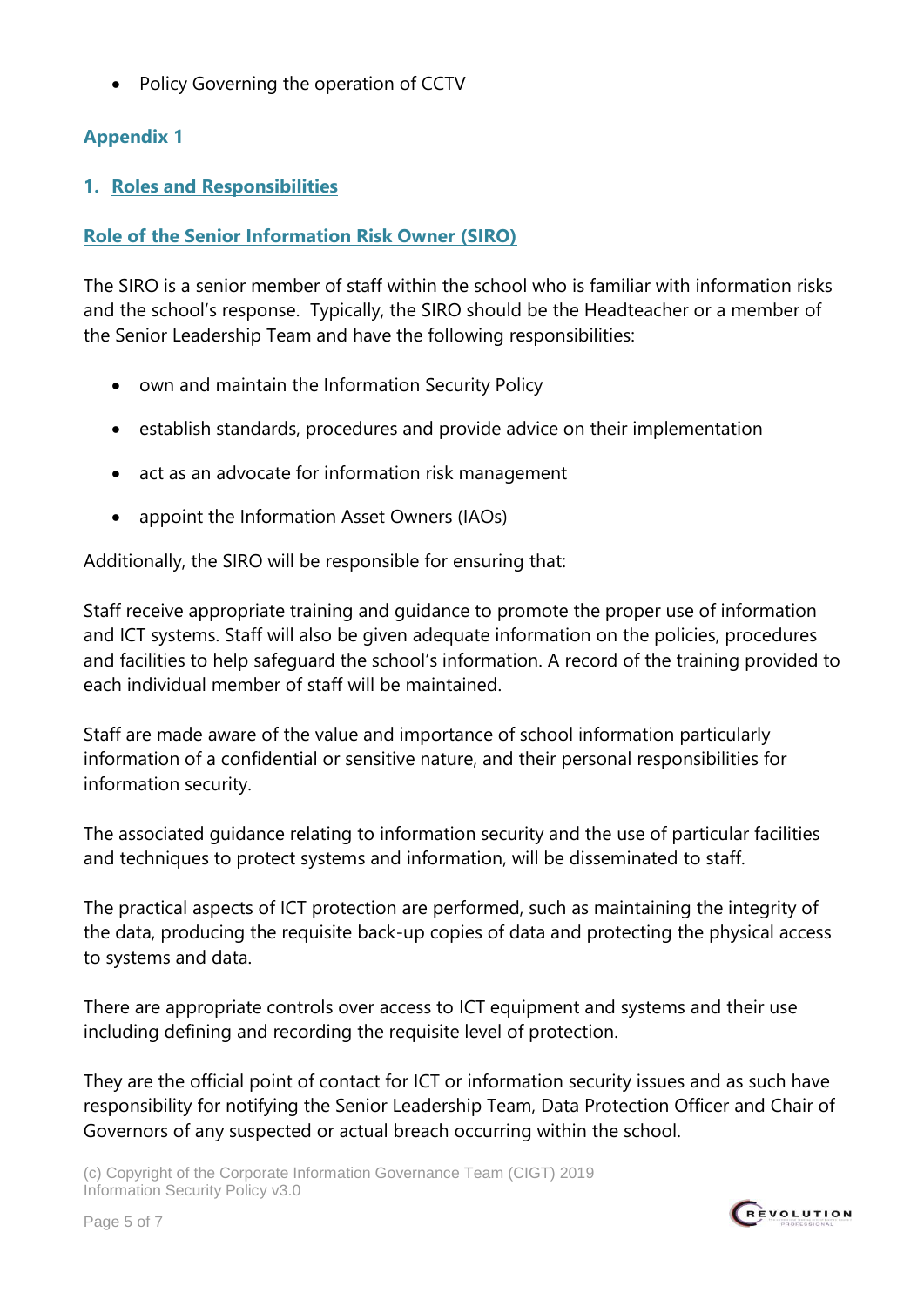- Policy Governing the operation of CCTV

## Appendix 1

### 1. Roles and Responsibilities

#### Role of the Senior Information Risk Owner (SIRO)

The SIRO is a senior member of staff within the school who is familiar with information risks and the school's response. Typically, the SIRO should be the Headteacher or a member of the Senior Leadership Team and have the following responsibilities:

- own and maintain the Information Security Policy
- establish standards, procedures and provide advice on their implementation
- act as an advocate for information risk management
- appoint the Information Asset Owners (IAOs)

Additionally, the SIRO will be responsible for ensuring that:

Staff receive appropriate training and guidance to promote the proper use of information and ICT systems. Staff will also be given adequate information on the policies, procedures and facilities to help safeguard the school's information. A record of the training provided to each individual member of staff will be maintained.

Staff are made aware of the value and importance of school information particularly information of a confidential or sensitive nature, and their personal responsibilities for information security.

The associated guidance relating to information security and the use of particular facilities and techniques to protect systems and information, will be disseminated to staff.

The practical aspects of ICT protection are performed, such as maintaining the integrity of the data, producing the requisite back-up copies of data and protecting the physical access to systems and data.

There are appropriate controls over access to ICT equipment and systems and their use including defining and recording the requisite level of protection.

They are the official point of contact for ICT or information security issues and as such have responsibility for notifying the Senior Leadership Team, Data Protection Officer and Chair of Governors of any suspected or actual breach occurring within the school.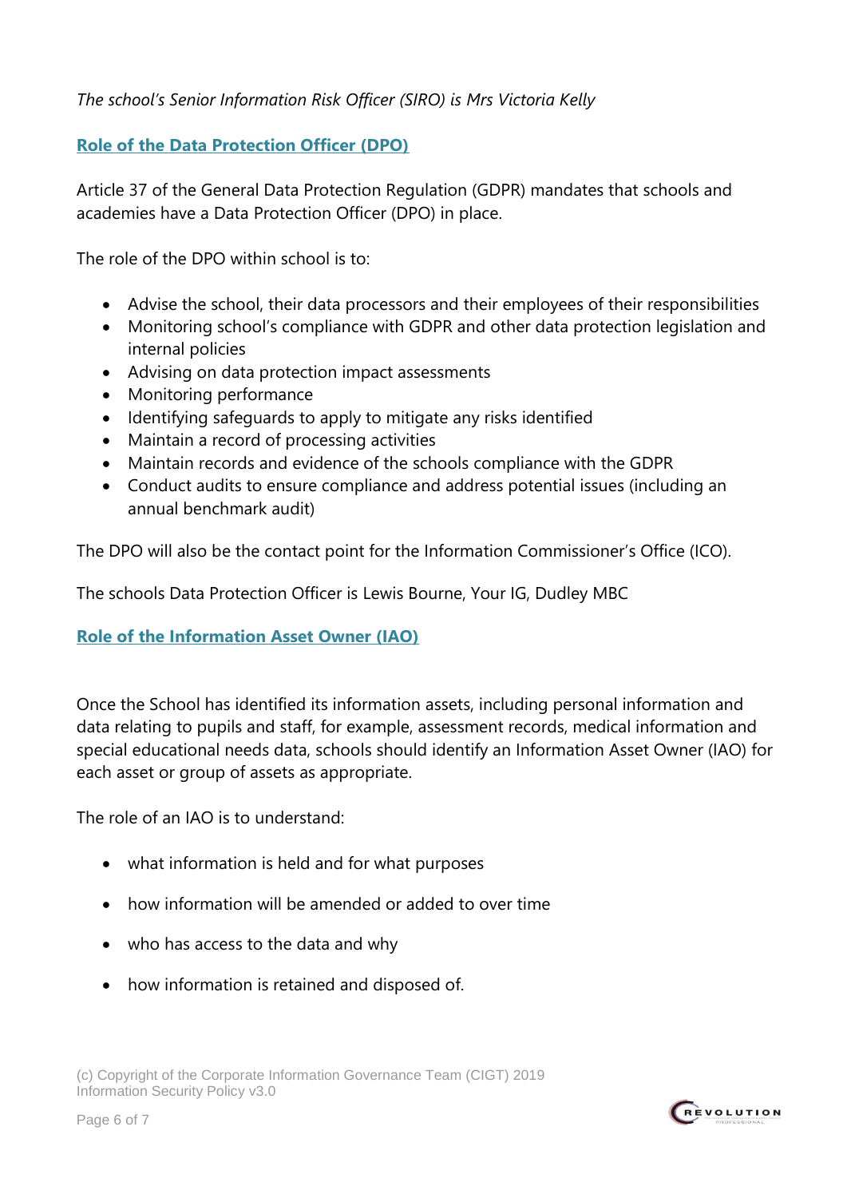*The school's Senior Information Risk Officer (SIRO) is Mrs Victoria Kelly*

## Role of the Data Protection Officer (DPO)

Article 37 of the General Data Protection Regulation (GDPR) mandates that schools and academies have a Data Protection Officer (DPO) in place.

The role of the DPO within school is to:

- Advise the school, their data processors and their employees of their responsibilities
- Monitoring school's compliance with GDPR and other data protection legislation and internal policies
- Advising on data protection impact assessments
- Monitoring performance
- Identifying safeguards to apply to mitigate any risks identified
- Maintain a record of processing activities
- Maintain records and evidence of the schools compliance with the GDPR
- Conduct audits to ensure compliance and address potential issues (including an annual benchmark audit)

The DPO will also be the contact point for the Information Commissioner's Office (ICO).

The schools Data Protection Officer is Lewis Bourne, Your IG, Dudley MBC

## Role of the Information Asset Owner (IAO)

Once the School has identified its information assets, including personal information and data relating to pupils and staff, for example, assessment records, medical information and special educational needs data, schools should identify an Information Asset Owner (IAO) for each asset or group of assets as appropriate.

The role of an IAO is to understand:

- what information is held and for what purposes
- how information will be amended or added to over time
- who has access to the data and why
- how information is retained and disposed of.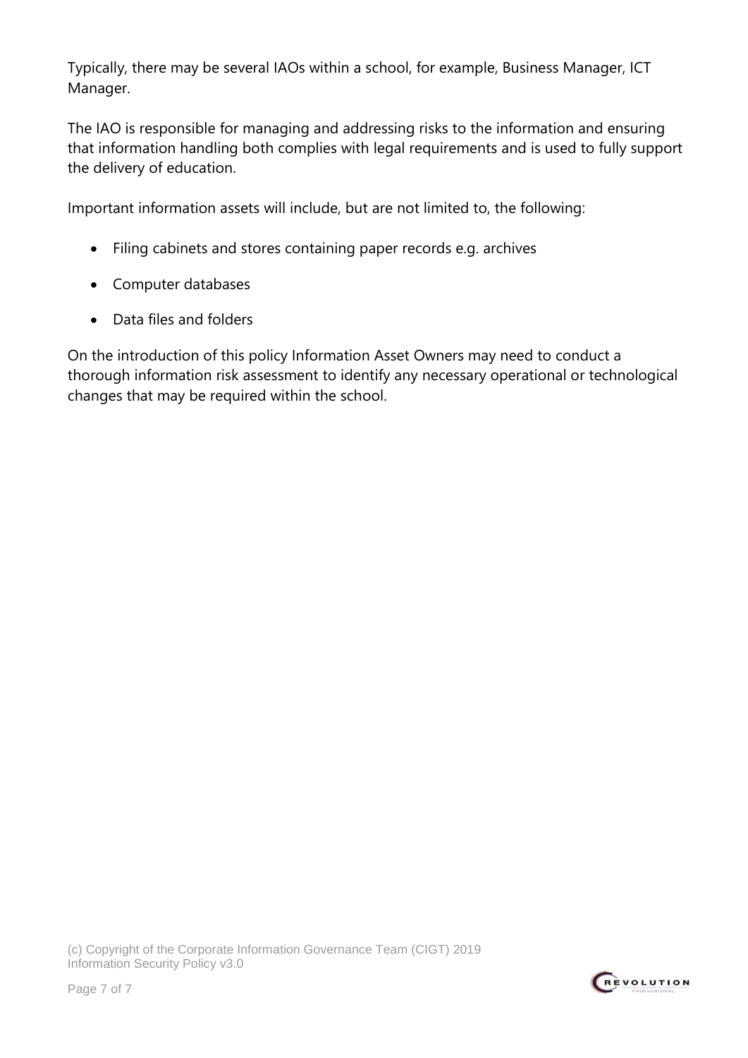Typically, there may be several IAOs within a school, for example, Business Manager, ICT Manager.

The IAO is responsible for managing and addressing risks to the information and ensuring that information handling both complies with legal requirements and is used to fully support the delivery of education.

Important information assets will include, but are not limited to, the following:

- Filing cabinets and stores containing paper records e.g. archives
- Computer databases
- Data files and folders

On the introduction of this policy Information Asset Owners may need to conduct a thorough information risk assessment to identify any necessary operational or technological changes that may be required within the school.